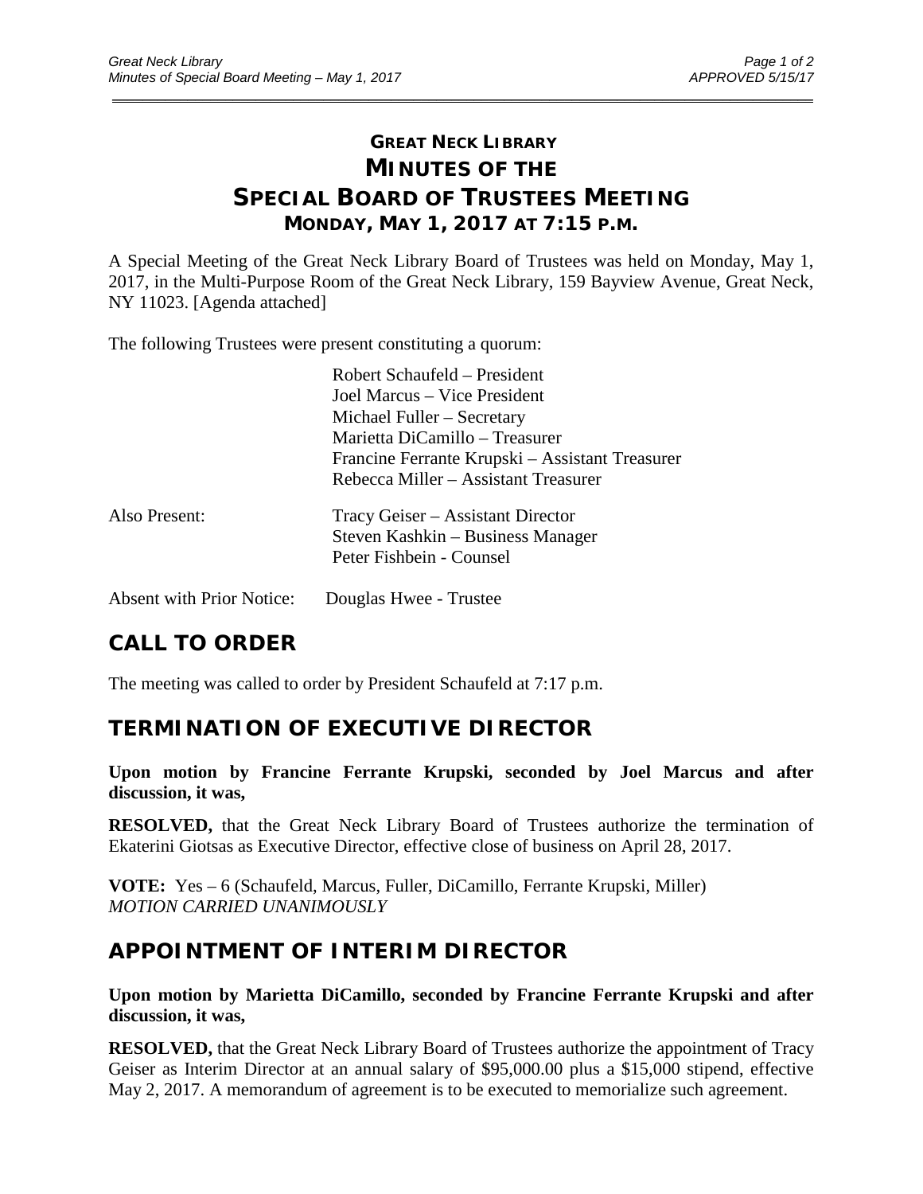# GREAT NECK LIBRARY
# MINUTES OF THE
# SPECIAL BOARD OF TRUSTEES MEETING
### MONDAY, MAY 1, 2017 AT 7:15 P.M.

A Special Meeting of the Great Neck Library Board of Trustees was held on Monday, May 1, 2017, in the Multi-Purpose Room of the Great Neck Library, 159 Bayview Avenue, Great Neck, NY 11023. [Agenda attached]

The following Trustees were present constituting a quorum:

Robert Schaufeld – President
Joel Marcus – Vice President
Michael Fuller – Secretary
Marietta DiCamillo – Treasurer
Francine Ferrante Krupski – Assistant Treasurer
Rebecca Miller – Assistant Treasurer

Also Present:
Tracy Geiser – Assistant Director
Steven Kashkin – Business Manager
Peter Fishbein - Counsel

Absent with Prior Notice: Douglas Hwee - Trustee

## CALL TO ORDER

The meeting was called to order by President Schaufeld at 7:17 p.m.

## TERMINATION OF EXECUTIVE DIRECTOR

**Upon motion by Francine Ferrante Krupski, seconded by Joel Marcus and after discussion, it was,**

**RESOLVED,** that the Great Neck Library Board of Trustees authorize the termination of Ekaterini Giotsas as Executive Director, effective close of business on April 28, 2017.

**VOTE:** Yes – 6 (Schaufeld, Marcus, Fuller, DiCamillo, Ferrante Krupski, Miller)
*MOTION CARRIED UNANIMOUSLY*

## APPOINTMENT OF INTERIM DIRECTOR

**Upon motion by Marietta DiCamillo, seconded by Francine Ferrante Krupski and after discussion, it was,**

**RESOLVED,** that the Great Neck Library Board of Trustees authorize the appointment of Tracy Geiser as Interim Director at an annual salary of $95,000.00 plus a $15,000 stipend, effective May 2, 2017. A memorandum of agreement is to be executed to memorialize such agreement.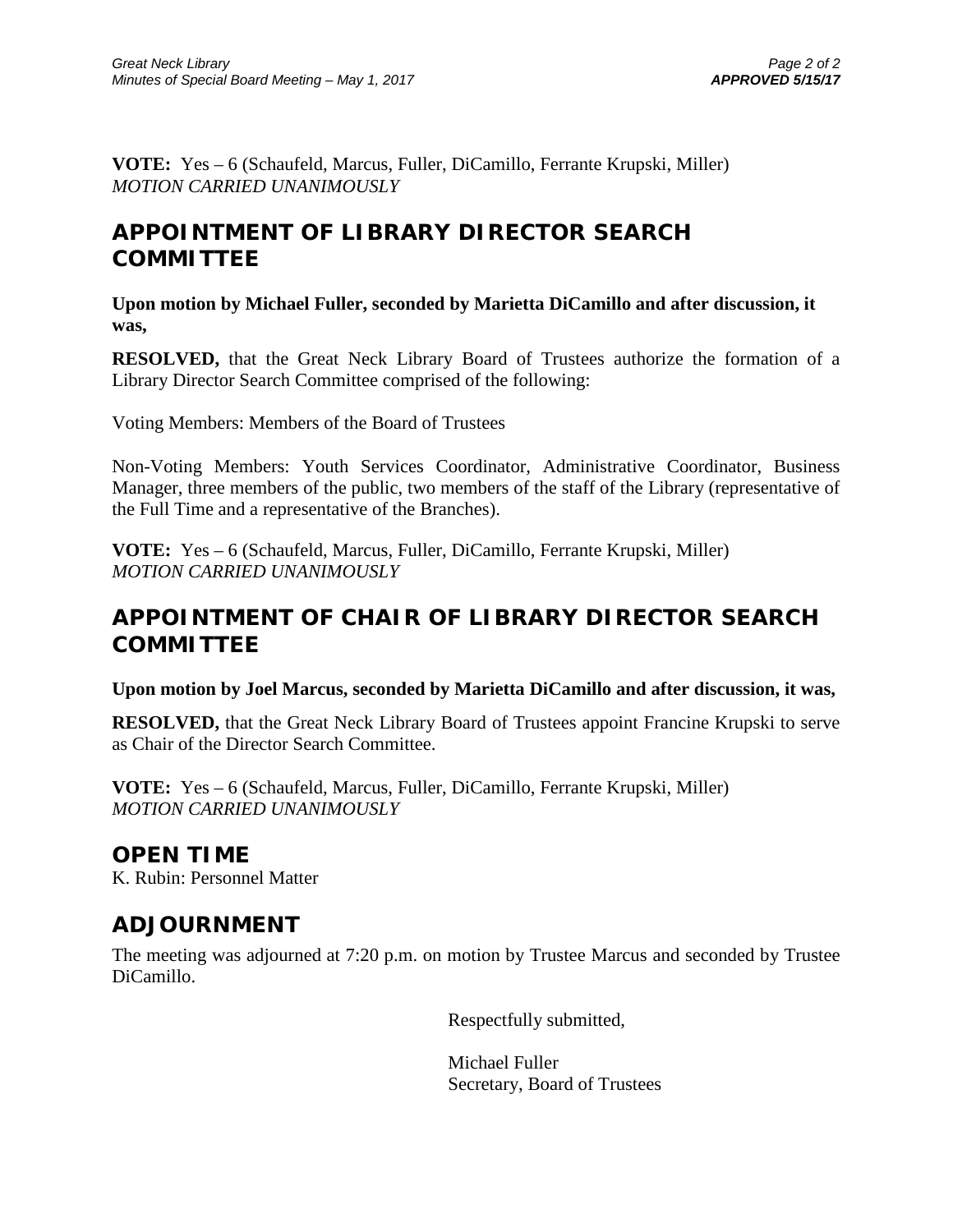**VOTE:** Yes – 6 (Schaufeld, Marcus, Fuller, DiCamillo, Ferrante Krupski, Miller)
*MOTION CARRIED UNANIMOUSLY*

## APPOINTMENT OF LIBRARY DIRECTOR SEARCH COMMITTEE

**Upon motion by Michael Fuller, seconded by Marietta DiCamillo and after discussion, it was,**

**RESOLVED,** that the Great Neck Library Board of Trustees authorize the formation of a Library Director Search Committee comprised of the following:

Voting Members: Members of the Board of Trustees

Non-Voting Members: Youth Services Coordinator, Administrative Coordinator, Business Manager, three members of the public, two members of the staff of the Library (representative of the Full Time and a representative of the Branches).

**VOTE:** Yes – 6 (Schaufeld, Marcus, Fuller, DiCamillo, Ferrante Krupski, Miller)
*MOTION CARRIED UNANIMOUSLY*

## APPOINTMENT OF CHAIR OF LIBRARY DIRECTOR SEARCH COMMITTEE

**Upon motion by Joel Marcus, seconded by Marietta DiCamillo and after discussion, it was,**

**RESOLVED,** that the Great Neck Library Board of Trustees appoint Francine Krupski to serve as Chair of the Director Search Committee.

**VOTE:** Yes – 6 (Schaufeld, Marcus, Fuller, DiCamillo, Ferrante Krupski, Miller)
*MOTION CARRIED UNANIMOUSLY*

## OPEN TIME

K. Rubin: Personnel Matter

## ADJOURNMENT

The meeting was adjourned at 7:20 p.m. on motion by Trustee Marcus and seconded by Trustee DiCamillo.

Respectfully submitted,

Michael Fuller
Secretary, Board of Trustees